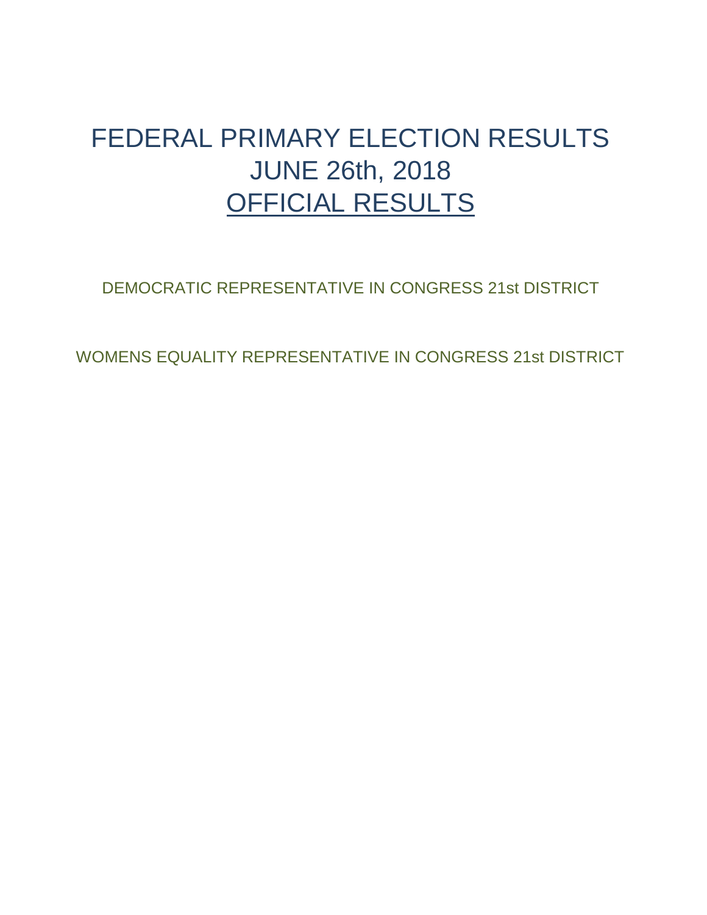# FEDERAL PRIMARY ELECTION RESULTS
# JUNE 26th, 2018
# OFFICIAL RESULTS

DEMOCRATIC REPRESENTATIVE IN CONGRESS 21st DISTRICT

WOMENS EQUALITY REPRESENTATIVE IN CONGRESS 21st DISTRICT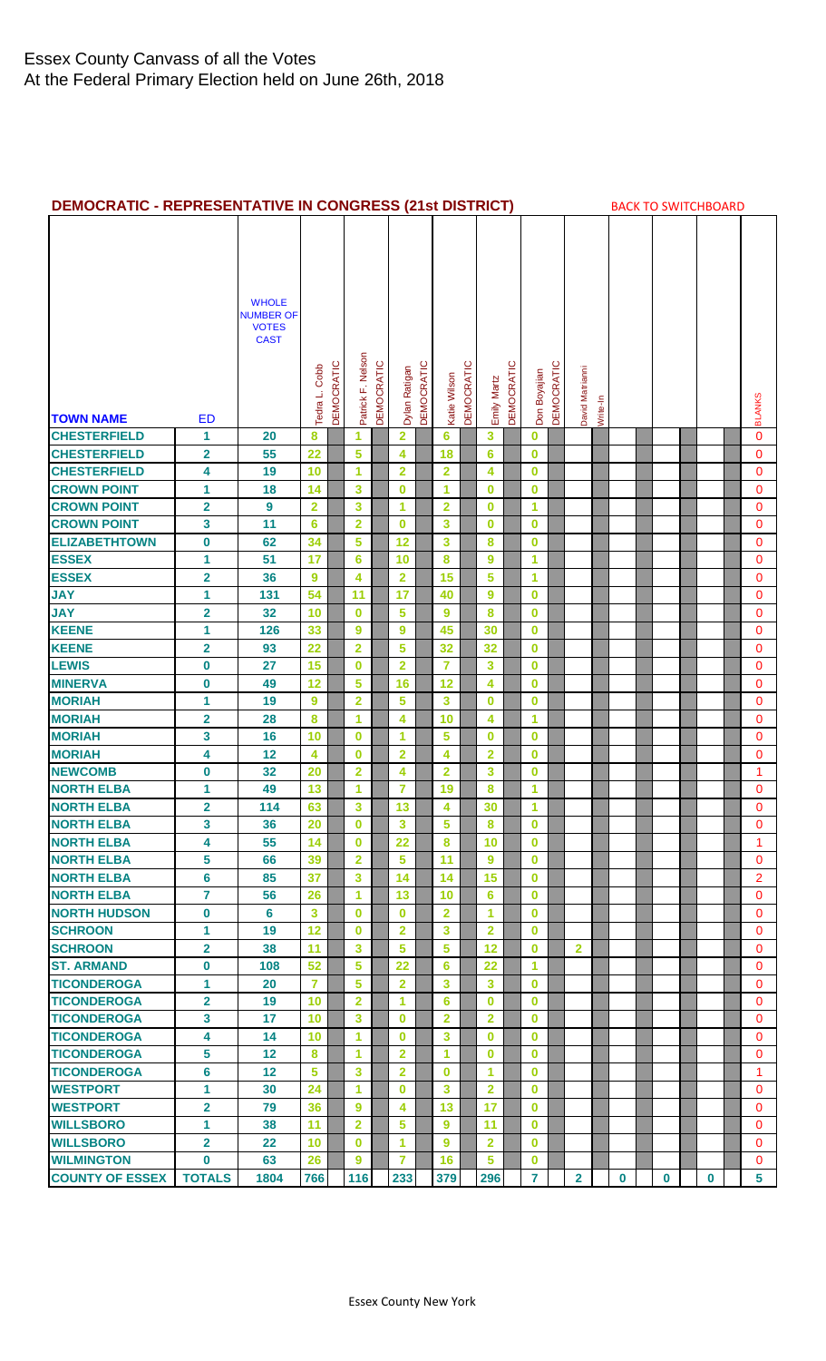# Essex County Canvass of all the Votes
At the Federal Primary Election held on June 26th, 2018

## DEMOCRATIC - REPRESENTATIVE IN CONGRESS (21st DISTRICT)

BACK TO SWITCHBOARD

| TOWN NAME | ED | WHOLE NUMBER OF VOTES CAST | Tedra L. Cobb DEMOCRATIC | Patrick F. Nelson DEMOCRATIC | Dylan Ratigan DEMOCRATIC | Katie Wilson DEMOCRATIC | Emily Martz DEMOCRATIC | Don Boyajian DEMOCRATIC | David Matrianni Write-In | | | | BLANKS |
|---|---|---|---|---|---|---|---|---|---|---|---|---|---|
| CHESTERFIELD | 1 | 20 | 8 | 1 | 2 | 6 | 3 | 0 | | | | | 0 |
| CHESTERFIELD | 2 | 55 | 22 | 5 | 4 | 18 | 6 | 0 | | | | | 0 |
| CHESTERFIELD | 4 | 19 | 10 | 1 | 2 | 2 | 4 | 0 | | | | | 0 |
| CROWN POINT | 1 | 18 | 14 | 3 | 0 | 1 | 0 | 0 | | | | | 0 |
| CROWN POINT | 2 | 9 | 2 | 3 | 1 | 2 | 0 | 1 | | | | | 0 |
| CROWN POINT | 3 | 11 | 6 | 2 | 0 | 3 | 0 | 0 | | | | | 0 |
| ELIZABETHTOWN | 0 | 62 | 34 | 5 | 12 | 3 | 8 | 0 | | | | | 0 |
| ESSEX | 1 | 51 | 17 | 6 | 10 | 8 | 9 | 1 | | | | | 0 |
| ESSEX | 2 | 36 | 9 | 4 | 2 | 15 | 5 | 1 | | | | | 0 |
| JAY | 1 | 131 | 54 | 11 | 17 | 40 | 9 | 0 | | | | | 0 |
| JAY | 2 | 32 | 10 | 0 | 5 | 9 | 8 | 0 | | | | | 0 |
| KEENE | 1 | 126 | 33 | 9 | 9 | 45 | 30 | 0 | | | | | 0 |
| KEENE | 2 | 93 | 22 | 2 | 5 | 32 | 32 | 0 | | | | | 0 |
| LEWIS | 0 | 27 | 15 | 0 | 2 | 7 | 3 | 0 | | | | | 0 |
| MINERVA | 0 | 49 | 12 | 5 | 16 | 12 | 4 | 0 | | | | | 0 |
| MORIAH | 1 | 19 | 9 | 2 | 5 | 3 | 0 | 0 | | | | | 0 |
| MORIAH | 2 | 28 | 8 | 1 | 4 | 10 | 4 | 1 | | | | | 0 |
| MORIAH | 3 | 16 | 10 | 0 | 1 | 5 | 0 | 0 | | | | | 0 |
| MORIAH | 4 | 12 | 4 | 0 | 2 | 4 | 2 | 0 | | | | | 0 |
| NEWCOMB | 0 | 32 | 20 | 2 | 4 | 2 | 3 | 0 | | | | | 1 |
| NORTH ELBA | 1 | 49 | 13 | 1 | 7 | 19 | 8 | 1 | | | | | 0 |
| NORTH ELBA | 2 | 114 | 63 | 3 | 13 | 4 | 30 | 1 | | | | | 0 |
| NORTH ELBA | 3 | 36 | 20 | 0 | 3 | 5 | 8 | 0 | | | | | 0 |
| NORTH ELBA | 4 | 55 | 14 | 0 | 22 | 8 | 10 | 0 | | | | | 1 |
| NORTH ELBA | 5 | 66 | 39 | 2 | 5 | 11 | 9 | 0 | | | | | 0 |
| NORTH ELBA | 6 | 85 | 37 | 3 | 14 | 14 | 15 | 0 | | | | | 2 |
| NORTH ELBA | 7 | 56 | 26 | 1 | 13 | 10 | 6 | 0 | | | | | 0 |
| NORTH HUDSON | 0 | 6 | 3 | 0 | 0 | 2 | 1 | 0 | | | | | 0 |
| SCHROON | 1 | 19 | 12 | 0 | 2 | 3 | 2 | 0 | | | | | 0 |
| SCHROON | 2 | 38 | 11 | 3 | 5 | 5 | 12 | 0 | 2 | | | | 0 |
| ST. ARMAND | 0 | 108 | 52 | 5 | 22 | 6 | 22 | 1 | | | | | 0 |
| TICONDEROGA | 1 | 20 | 7 | 5 | 2 | 3 | 3 | 0 | | | | | 0 |
| TICONDEROGA | 2 | 19 | 10 | 2 | 1 | 6 | 0 | 0 | | | | | 0 |
| TICONDEROGA | 3 | 17 | 10 | 3 | 0 | 2 | 2 | 0 | | | | | 0 |
| TICONDEROGA | 4 | 14 | 10 | 1 | 0 | 3 | 0 | 0 | | | | | 0 |
| TICONDEROGA | 5 | 12 | 8 | 1 | 2 | 1 | 0 | 0 | | | | | 0 |
| TICONDEROGA | 6 | 12 | 5 | 3 | 2 | 0 | 1 | 0 | | | | | 1 |
| WESTPORT | 1 | 30 | 24 | 1 | 0 | 3 | 2 | 0 | | | | | 0 |
| WESTPORT | 2 | 79 | 36 | 9 | 4 | 13 | 17 | 0 | | | | | 0 |
| WILLSBORO | 1 | 38 | 11 | 2 | 5 | 9 | 11 | 0 | | | | | 0 |
| WILLSBORO | 2 | 22 | 10 | 0 | 1 | 9 | 2 | 0 | | | | | 0 |
| WILMINGTON | 0 | 63 | 26 | 9 | 7 | 16 | 5 | 0 | | | | | 0 |
| COUNTY OF ESSEX | TOTALS | 1804 | 766 | 116 | 233 | 379 | 296 | 7 | 2 | 0 | 0 | 0 | 5 |

Essex County New York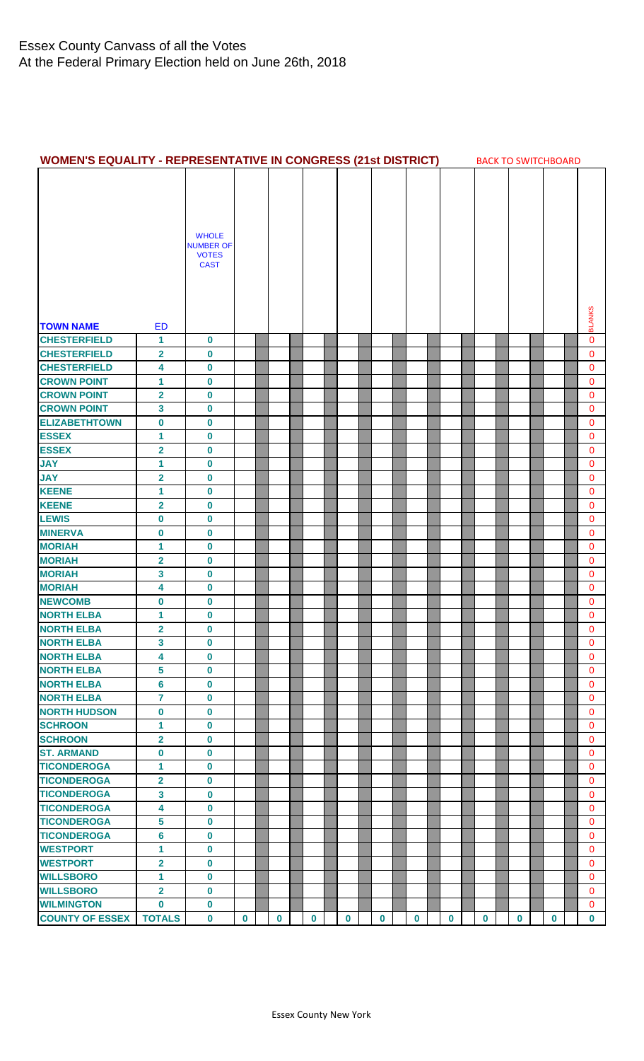Essex County Canvass of all the Votes
At the Federal Primary Election held on June 26th, 2018

## WOMEN'S EQUALITY - REPRESENTATIVE IN CONGRESS (21st DISTRICT)

BACK TO SWITCHBOARD

| TOWN NAME | ED | WHOLE NUMBER OF VOTES CAST | | | | | | | | | | BLANKS |
|---|---|---|---|---|---|---|---|---|---|---|---|---|
| CHESTERFIELD | 1 | 0 | | | | | | | | | | 0 |
| CHESTERFIELD | 2 | 0 | | | | | | | | | | 0 |
| CHESTERFIELD | 4 | 0 | | | | | | | | | | 0 |
| CROWN POINT | 1 | 0 | | | | | | | | | | 0 |
| CROWN POINT | 2 | 0 | | | | | | | | | | 0 |
| CROWN POINT | 3 | 0 | | | | | | | | | | 0 |
| ELIZABETHTOWN | 0 | 0 | | | | | | | | | | 0 |
| ESSEX | 1 | 0 | | | | | | | | | | 0 |
| ESSEX | 2 | 0 | | | | | | | | | | 0 |
| JAY | 1 | 0 | | | | | | | | | | 0 |
| JAY | 2 | 0 | | | | | | | | | | 0 |
| KEENE | 1 | 0 | | | | | | | | | | 0 |
| KEENE | 2 | 0 | | | | | | | | | | 0 |
| LEWIS | 0 | 0 | | | | | | | | | | 0 |
| MINERVA | 0 | 0 | | | | | | | | | | 0 |
| MORIAH | 1 | 0 | | | | | | | | | | 0 |
| MORIAH | 2 | 0 | | | | | | | | | | 0 |
| MORIAH | 3 | 0 | | | | | | | | | | 0 |
| MORIAH | 4 | 0 | | | | | | | | | | 0 |
| NEWCOMB | 0 | 0 | | | | | | | | | | 0 |
| NORTH ELBA | 1 | 0 | | | | | | | | | | 0 |
| NORTH ELBA | 2 | 0 | | | | | | | | | | 0 |
| NORTH ELBA | 3 | 0 | | | | | | | | | | 0 |
| NORTH ELBA | 4 | 0 | | | | | | | | | | 0 |
| NORTH ELBA | 5 | 0 | | | | | | | | | | 0 |
| NORTH ELBA | 6 | 0 | | | | | | | | | | 0 |
| NORTH ELBA | 7 | 0 | | | | | | | | | | 0 |
| NORTH HUDSON | 0 | 0 | | | | | | | | | | 0 |
| SCHROON | 1 | 0 | | | | | | | | | | 0 |
| SCHROON | 2 | 0 | | | | | | | | | | 0 |
| ST. ARMAND | 0 | 0 | | | | | | | | | | 0 |
| TICONDEROGA | 1 | 0 | | | | | | | | | | 0 |
| TICONDEROGA | 2 | 0 | | | | | | | | | | 0 |
| TICONDEROGA | 3 | 0 | | | | | | | | | | 0 |
| TICONDEROGA | 4 | 0 | | | | | | | | | | 0 |
| TICONDEROGA | 5 | 0 | | | | | | | | | | 0 |
| TICONDEROGA | 6 | 0 | | | | | | | | | | 0 |
| WESTPORT | 1 | 0 | | | | | | | | | | 0 |
| WESTPORT | 2 | 0 | | | | | | | | | | 0 |
| WILLSBORO | 1 | 0 | | | | | | | | | | 0 |
| WILLSBORO | 2 | 0 | | | | | | | | | | 0 |
| WILMINGTON | 0 | 0 | | | | | | | | | | 0 |
| COUNTY OF ESSEX | TOTALS | 0 | 0 | 0 | 0 | 0 | 0 | 0 | 0 | 0 | 0 | 0 |

Essex County New York